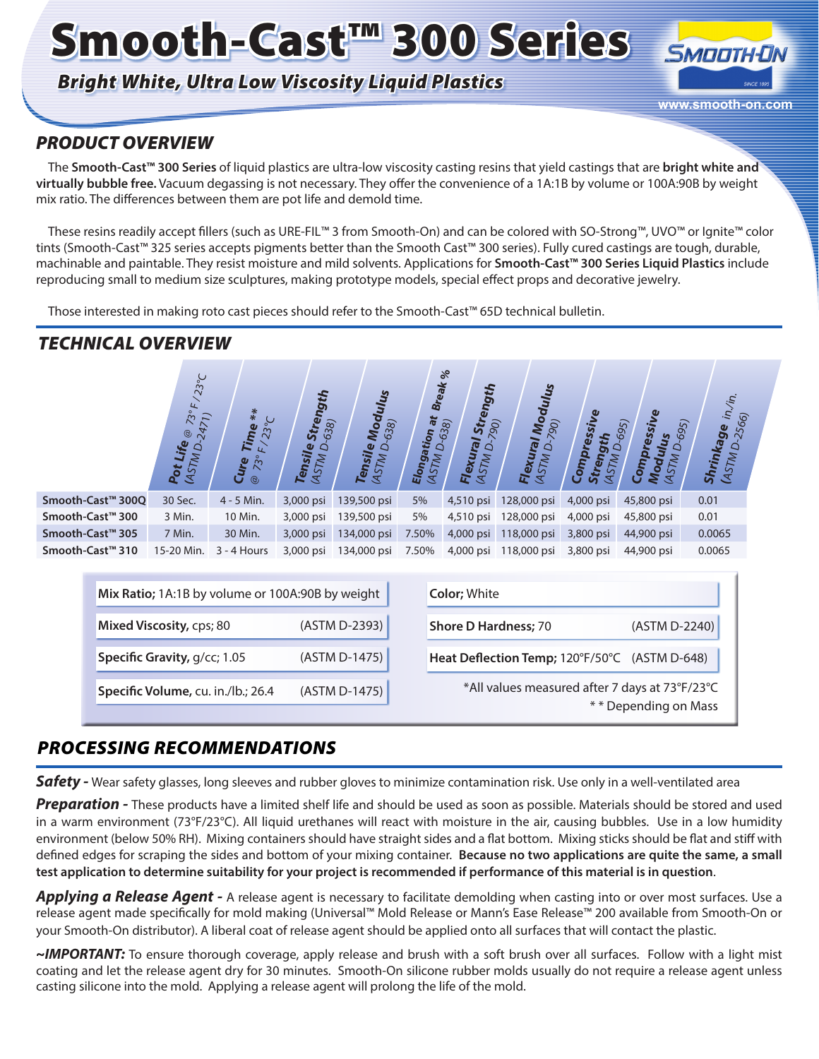# Smooth-Cast™ 300 Series

## Bright White, Ultra Low Viscosity Liquid Plastics

## PRODUCT OVERVIEW

The **Smooth-Cast™ 300 Series** of liquid plastics are ultra-low viscosity casting resins that yield castings that are **bright white and virtually bubble free.** Vacuum degassing is not necessary. They offer the convenience of a 1A:1B by volume or 100A:90B by weight mix ratio. The differences between them are pot life and demold time.

These resins readily accept fillers (such as URE-FIL™ 3 from Smooth-On) and can be colored with SO-Strong™, UVO™ or Ignite™ color tints (Smooth-Cast™ 325 series accepts pigments better than the Smooth Cast™ 300 series). Fully cured castings are tough, durable, machinable and paintable. They resist moisture and mild solvents. Applications for **Smooth-Cast™ 300 Series Liquid Plastics** include reproducing small to medium size sculptures, making prototype models, special effect props and decorative jewelry.

Those interested in making roto cast pieces should refer to the Smooth-Cast™ 65D technical bulletin.

## TECHNICAL OVERVIEW

| | **Pot Life** @ 73° F / 23°C (ASTM D-2471) | **Cure Time \*\*** @ 73° F / 23°C | **Tensile Strength** (ASTM D-638) | **Tensile Modulus** (ASTM D-638) | **Elongation at Break %** (ASTM D-638) | **Flexural Strength** (ASTM D-790) | **Flexural Modulus** (ASTM D-790) | **Compressive Strength** (ASTM D-695) | **Compressive Modulus** (ASTM D-695) | **Shrinkage** in./in. (ASTM D-2566) |
|---|---|---|---|---|---|---|---|---|---|---|
| **Smooth-Cast™ 300Q** | 30 Sec. | 4 - 5 Min. | 3,000 psi | 139,500 psi | 5% | 4,510 psi | 128,000 psi | 4,000 psi | 45,800 psi | 0.01 |
| **Smooth-Cast™ 300** | 3 Min. | 10 Min. | 3,000 psi | 139,500 psi | 5% | 4,510 psi | 128,000 psi | 4,000 psi | 45,800 psi | 0.01 |
| **Smooth-Cast™ 305** | 7 Min. | 30 Min. | 3,000 psi | 134,000 psi | 7.50% | 4,000 psi | 118,000 psi | 3,800 psi | 44,900 psi | 0.0065 |
| **Smooth-Cast™ 310** | 15-20 Min. | 3 - 4 Hours | 3,000 psi | 134,000 psi | 7.50% | 4,000 psi | 118,000 psi | 3,800 psi | 44,900 psi | 0.0065 |

**Mix Ratio;** 1A:1B by volume or 100A:90B by weight

**Mixed Viscosity,** cps; 80 (ASTM D-2393)

**Specific Gravity,** g/cc; 1.05 (ASTM D-1475)

**Specific Volume,** cu. in./lb.; 26.4 (ASTM D-1475)

**Color;** White

**Shore D Hardness;** 70 (ASTM D-2240)

**Heat Deflection Temp;** 120°F/50°C (ASTM D-648)

*All values measured after 7 days at 73°F/23°C

** Depending on Mass

## PROCESSING RECOMMENDATIONS

***Safety -*** Wear safety glasses, long sleeves and rubber gloves to minimize contamination risk. Use only in a well-ventilated area

***Preparation -*** These products have a limited shelf life and should be used as soon as possible. Materials should be stored and used in a warm environment (73°F/23°C). All liquid urethanes will react with moisture in the air, causing bubbles. Use in a low humidity environment (below 50% RH). Mixing containers should have straight sides and a flat bottom. Mixing sticks should be flat and stiff with defined edges for scraping the sides and bottom of your mixing container. **Because no two applications are quite the same, a small test application to determine suitability for your project is recommended if performance of this material is in question**.

***Applying a Release Agent -*** A release agent is necessary to facilitate demolding when casting into or over most surfaces. Use a release agent made specifically for mold making (Universal™ Mold Release or Mann's Ease Release™ 200 available from Smooth-On or your Smooth-On distributor). A liberal coat of release agent should be applied onto all surfaces that will contact the plastic.

***~IMPORTANT:*** To ensure thorough coverage, apply release and brush with a soft brush over all surfaces. Follow with a light mist coating and let the release agent dry for 30 minutes. Smooth-On silicone rubber molds usually do not require a release agent unless casting silicone into the mold. Applying a release agent will prolong the life of the mold.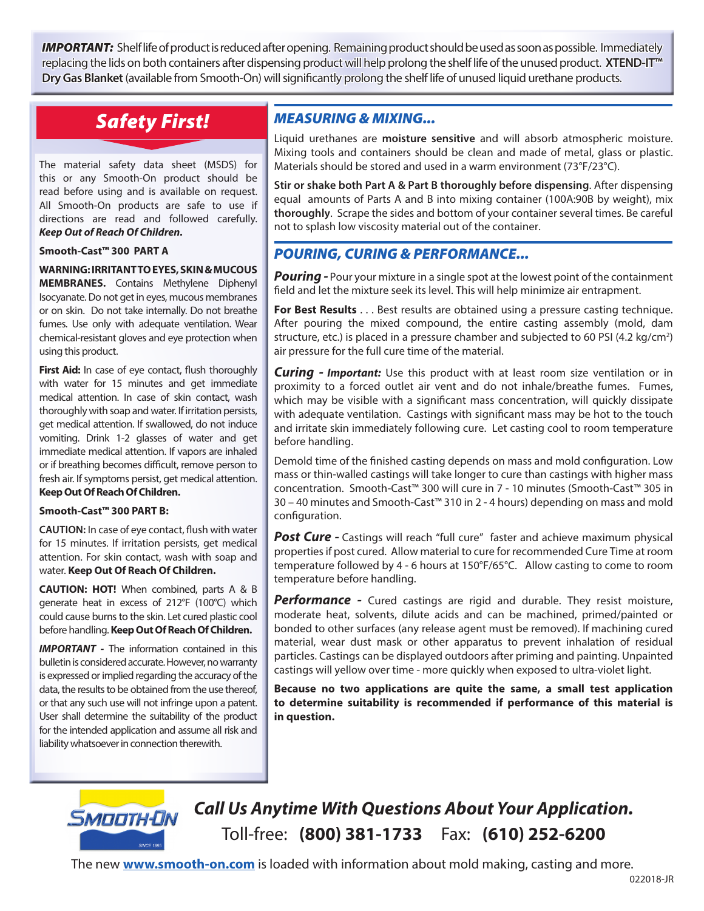***IMPORTANT:*** Shelf life of product is reduced after opening. Remaining product should be used as soon as possible. Immediately replacing the lids on both containers after dispensing product will help prolong the shelf life of the unused product. **XTEND-IT™ Dry Gas Blanket** (available from Smooth-On) will significantly prolong the shelf life of unused liquid urethane products.

## *Safety First!*

The material safety data sheet (MSDS) for this or any Smooth-On product should be read before using and is available on request. All Smooth-On products are safe to use if directions are read and followed carefully. ***Keep Out of Reach Of Children.***

**Smooth-Cast™ 300 PART A**

**WARNING: IRRITANT TO EYES, SKIN & MUCOUS MEMBRANES.** Contains Methylene Diphenyl Isocyanate. Do not get in eyes, mucous membranes or on skin. Do not take internally. Do not breathe fumes. Use only with adequate ventilation. Wear chemical-resistant gloves and eye protection when using this product.

**First Aid:** In case of eye contact, flush thoroughly with water for 15 minutes and get immediate medical attention. In case of skin contact, wash thoroughly with soap and water. If irritation persists, get medical attention. If swallowed, do not induce vomiting. Drink 1-2 glasses of water and get immediate medical attention. If vapors are inhaled or if breathing becomes difficult, remove person to fresh air. If symptoms persist, get medical attention. **Keep Out Of Reach Of Children.**

**Smooth-Cast™ 300 PART B:**

**CAUTION:** In case of eye contact, flush with water for 15 minutes. If irritation persists, get medical attention. For skin contact, wash with soap and water. **Keep Out Of Reach Of Children.**

**CAUTION: HOT!** When combined, parts A & B generate heat in excess of 212°F (100°C) which could cause burns to the skin. Let cured plastic cool before handling. **Keep Out Of Reach Of Children.**

***IMPORTANT*** - The information contained in this bulletin is considered accurate. However, no warranty is expressed or implied regarding the accuracy of the data, the results to be obtained from the use thereof, or that any such use will not infringe upon a patent. User shall determine the suitability of the product for the intended application and assume all risk and liability whatsoever in connection therewith.

## *MEASURING & MIXING...*

Liquid urethanes are **moisture sensitive** and will absorb atmospheric moisture. Mixing tools and containers should be clean and made of metal, glass or plastic. Materials should be stored and used in a warm environment (73°F/23°C).

**Stir or shake both Part A & Part B thoroughly before dispensing**. After dispensing equal amounts of Parts A and B into mixing container (100A:90B by weight), mix **thoroughly**. Scrape the sides and bottom of your container several times. Be careful not to splash low viscosity material out of the container.

## *POURING, CURING & PERFORMANCE...*

***Pouring -*** Pour your mixture in a single spot at the lowest point of the containment field and let the mixture seek its level. This will help minimize air entrapment.

**For Best Results** . . . Best results are obtained using a pressure casting technique. After pouring the mixed compound, the entire casting assembly (mold, dam structure, etc.) is placed in a pressure chamber and subjected to 60 PSI (4.2 kg/cm$^2$) air pressure for the full cure time of the material.

***Curing - Important:*** Use this product with at least room size ventilation or in proximity to a forced outlet air vent and do not inhale/breathe fumes. Fumes, which may be visible with a significant mass concentration, will quickly dissipate with adequate ventilation. Castings with significant mass may be hot to the touch and irritate skin immediately following cure. Let casting cool to room temperature before handling.

Demold time of the finished casting depends on mass and mold configuration. Low mass or thin-walled castings will take longer to cure than castings with higher mass concentration. Smooth-Cast™ 300 will cure in 7 - 10 minutes (Smooth-Cast™ 305 in 30 – 40 minutes and Smooth-Cast™ 310 in 2 - 4 hours) depending on mass and mold configuration.

***Post Cure -*** Castings will reach "full cure" faster and achieve maximum physical properties if post cured. Allow material to cure for recommended Cure Time at room temperature followed by 4 - 6 hours at 150°F/65°C. Allow casting to come to room temperature before handling.

***Performance -*** Cured castings are rigid and durable. They resist moisture, moderate heat, solvents, dilute acids and can be machined, primed/painted or bonded to other surfaces (any release agent must be removed). If machining cured material, wear dust mask or other apparatus to prevent inhalation of residual particles. Castings can be displayed outdoors after priming and painting. Unpainted castings will yellow over time - more quickly when exposed to ultra-violet light.

**Because no two applications are quite the same, a small test application to determine suitability is recommended if performance of this material is in question.**

SMOOTH-ON SINCE 1895

***Call Us Anytime With Questions About Your Application.***

Toll-free: **(800) 381-1733** Fax: **(610) 252-6200**

The new **www.smooth-on.com** is loaded with information about mold making, casting and more.

022018-JR